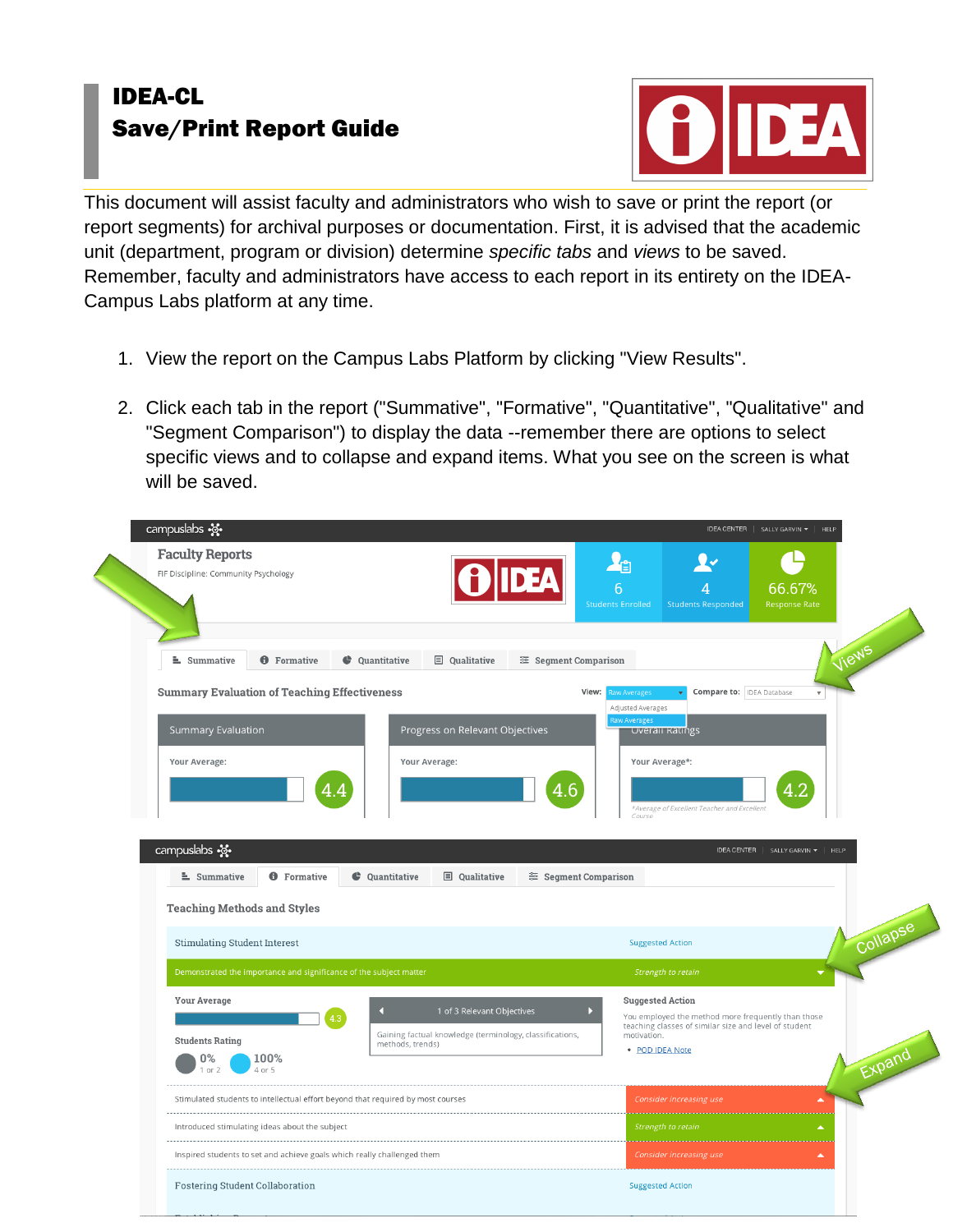# IDEA-CL
# Save/Print Report Guide

This document will assist faculty and administrators who wish to save or print the report (or report segments) for archival purposes or documentation. First, it is advised that the academic unit (department, program or division) determine *specific tabs* and *views* to be saved. Remember, faculty and administrators have access to each report in its entirety on the IDEA-Campus Labs platform at any time.

1. View the report on the Campus Labs Platform by clicking "View Results".

2. Click each tab in the report ("Summative", "Formative", "Quantitative", "Qualitative" and "Segment Comparison") to display the data --remember there are options to select specific views and to collapse and expand items. What you see on the screen is what will be saved.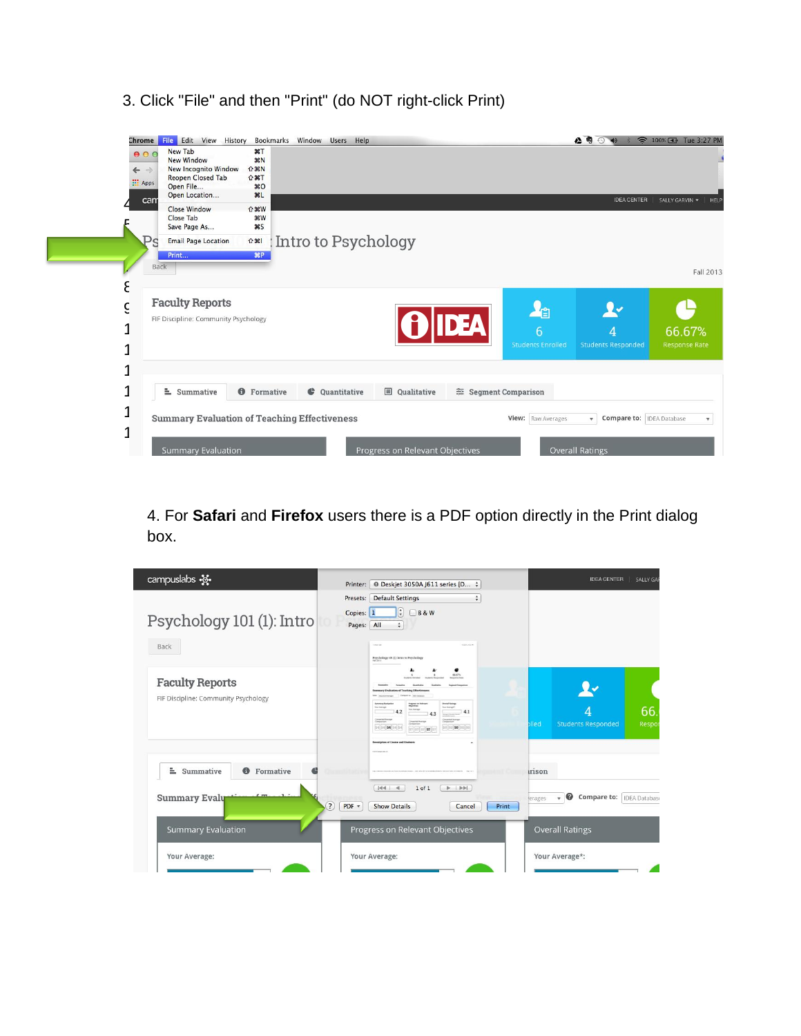3. Click "File" and then "Print" (do NOT right-click Print)

4. For **Safari** and **Firefox** users there is a PDF option directly in the Print dialog box.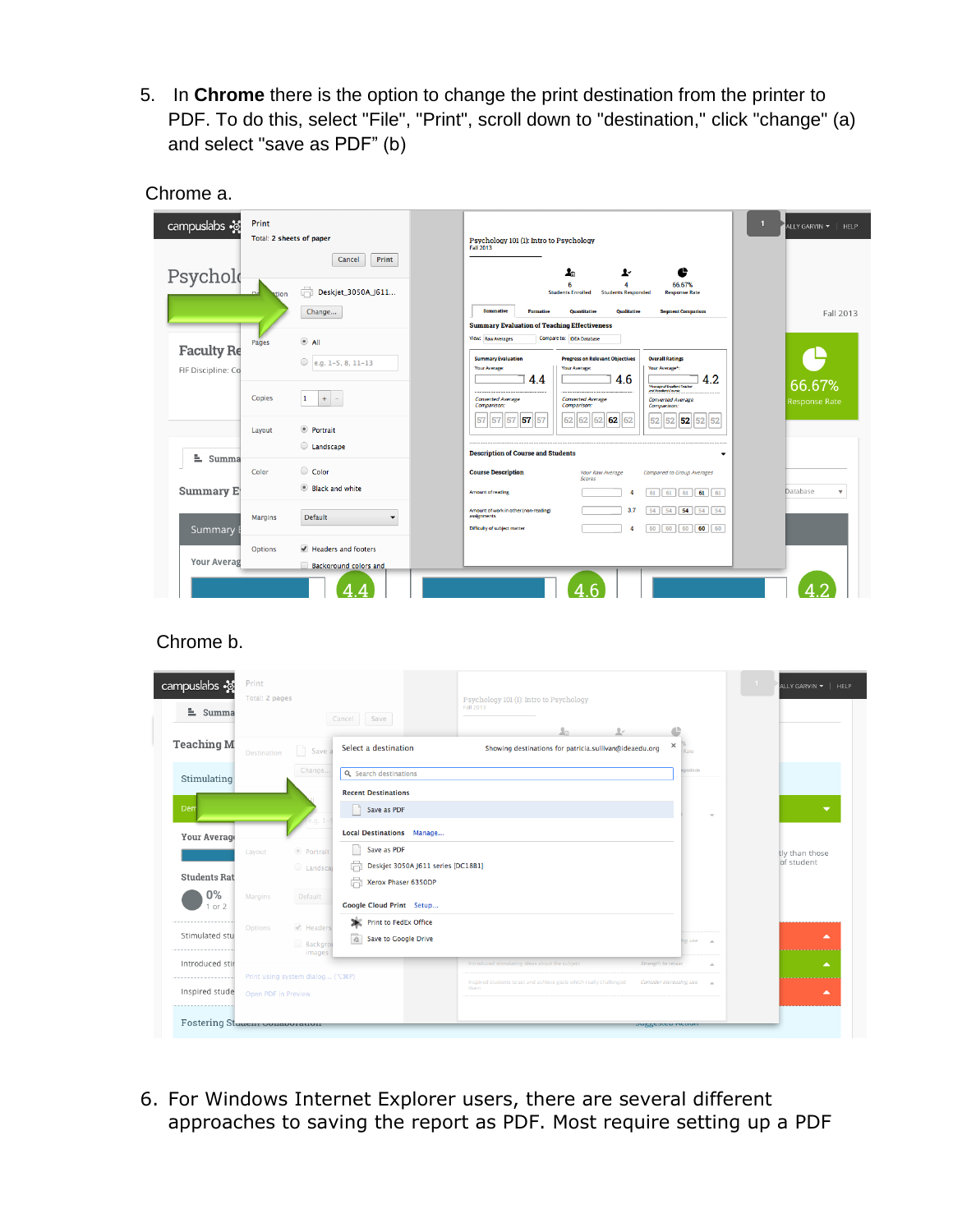5. In **Chrome** there is the option to change the print destination from the printer to PDF. To do this, select "File", "Print", scroll down to "destination," click "change" (a) and select "save as PDF" (b)

Chrome a.

Chrome b.

6. For Windows Internet Explorer users, there are several different approaches to saving the report as PDF. Most require setting up a PDF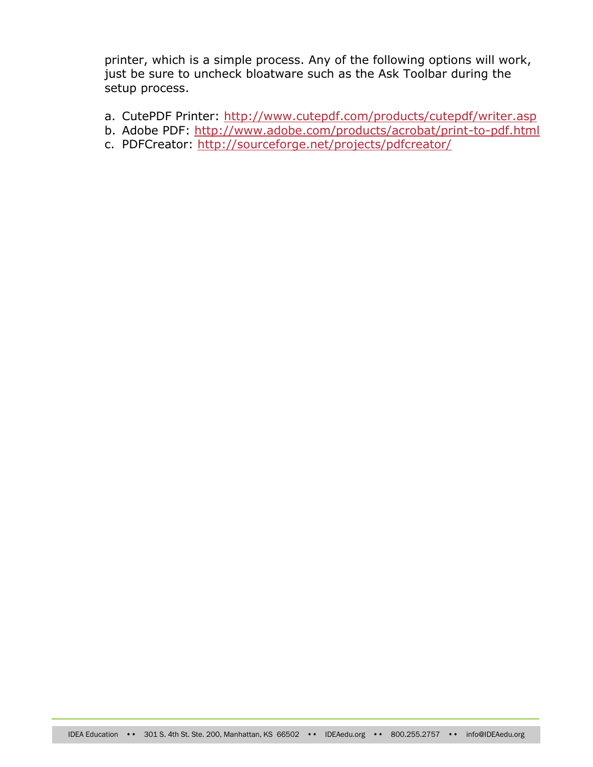printer, which is a simple process. Any of the following options will work, just be sure to uncheck bloatware such as the Ask Toolbar during the setup process.

a. CutePDF Printer: http://www.cutepdf.com/products/cutepdf/writer.asp
b. Adobe PDF: http://www.adobe.com/products/acrobat/print-to-pdf.html
c. PDFCreator: http://sourceforge.net/projects/pdfcreator/